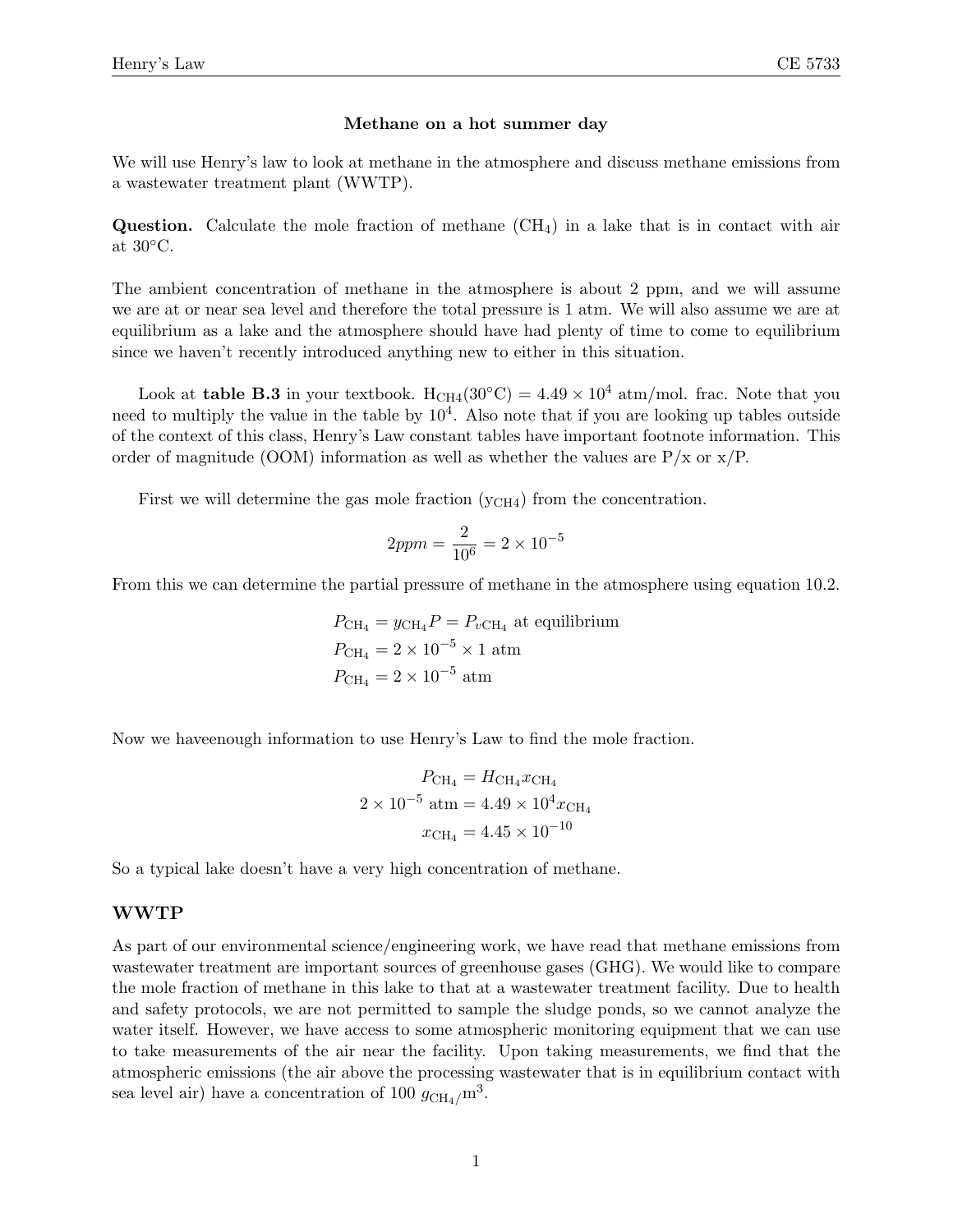**Methane on a hot summer day**

We will use Henry's law to look at methane in the atmosphere and discuss methane emissions from a wastewater treatment plant (WWTP).

**Question.** Calculate the mole fraction of methane ($CH_4$) in a lake that is in contact with air at 30°C.

The ambient concentration of methane in the atmosphere is about 2 ppm, and we will assume we are at or near sea level and therefore the total pressure is 1 atm. We will also assume we are at equilibrium as a lake and the atmosphere should have had plenty of time to come to equilibrium since we haven't recently introduced anything new to either in this situation.

Look at **table B.3** in your textbook. $H_{CH4}(30°C) = 4.49 \times 10^4$ atm/mol. frac. Note that you need to multiply the value in the table by $10^4$. Also note that if you are looking up tables outside of the context of this class, Henry's Law constant tables have important footnote information. This order of magnitude (OOM) information as well as whether the values are P/x or x/P.

First we will determine the gas mole fraction ($y_{CH4}$) from the concentration.

$$2ppm = \frac{2}{10^6} = 2 \times 10^{-5}$$

From this we can determine the partial pressure of methane in the atmosphere using equation 10.2.

$$P_{CH_4} = y_{CH_4}P = P_{vCH_4} \text{ at equilibrium}$$
$$P_{CH_4} = 2 \times 10^{-5} \times 1 \text{ atm}$$
$$P_{CH_4} = 2 \times 10^{-5} \text{ atm}$$

Now we haveenough information to use Henry's Law to find the mole fraction.

$$P_{CH_4} = H_{CH_4}x_{CH_4}$$
$$2 \times 10^{-5} \text{ atm} = 4.49 \times 10^4 x_{CH_4}$$
$$x_{CH_4} = 4.45 \times 10^{-10}$$

So a typical lake doesn't have a very high concentration of methane.

## WWTP

As part of our environmental science/engineering work, we have read that methane emissions from wastewater treatment are important sources of greenhouse gases (GHG). We would like to compare the mole fraction of methane in this lake to that at a wastewater treatment facility. Due to health and safety protocols, we are not permitted to sample the sludge ponds, so we cannot analyze the water itself. However, we have access to some atmospheric monitoring equipment that we can use to take measurements of the air near the facility. Upon taking measurements, we find that the atmospheric emissions (the air above the processing wastewater that is in equilibrium contact with sea level air) have a concentration of 100 $g_{CH_4/}\text{m}^3$.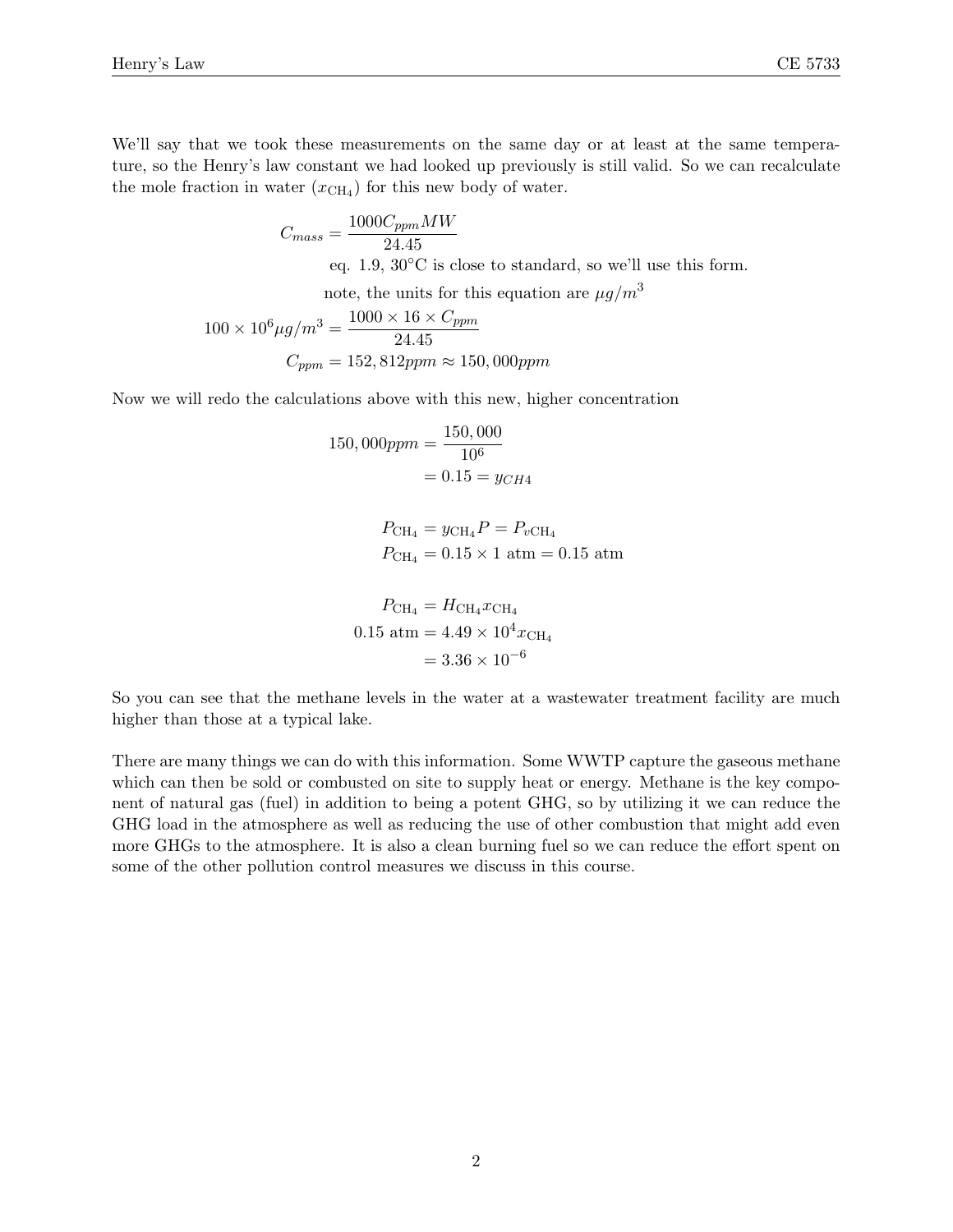We'll say that we took these measurements on the same day or at least at the same temperature, so the Henry's law constant we had looked up previously is still valid. So we can recalculate the mole fraction in water ($x_{\text{CH}_4}$) for this new body of water.

$$C_{mass} = \frac{1000 C_{ppm} MW}{24.45}$$

eq. 1.9, 30°C is close to standard, so we'll use this form.

note, the units for this equation are $\mu g/m^3$

$$100 \times 10^6 \mu g/m^3 = \frac{1000 \times 16 \times C_{ppm}}{24.45}$$

$$C_{ppm} = 152,812 ppm \approx 150,000 ppm$$

Now we will redo the calculations above with this new, higher concentration

$$150,000 ppm = \frac{150,000}{10^6} = 0.15 = y_{CH4}$$

$$P_{\text{CH}_4} = y_{\text{CH}_4} P = P_{v\text{CH}_4}$$

$$P_{\text{CH}_4} = 0.15 \times 1 \text{ atm} = 0.15 \text{ atm}$$

$$P_{\text{CH}_4} = H_{\text{CH}_4} x_{\text{CH}_4}$$

$$0.15 \text{ atm} = 4.49 \times 10^4 x_{\text{CH}_4} = 3.36 \times 10^{-6}$$

So you can see that the methane levels in the water at a wastewater treatment facility are much higher than those at a typical lake.

There are many things we can do with this information. Some WWTP capture the gaseous methane which can then be sold or combusted on site to supply heat or energy. Methane is the key component of natural gas (fuel) in addition to being a potent GHG, so by utilizing it we can reduce the GHG load in the atmosphere as well as reducing the use of other combustion that might add even more GHGs to the atmosphere. It is also a clean burning fuel so we can reduce the effort spent on some of the other pollution control measures we discuss in this course.